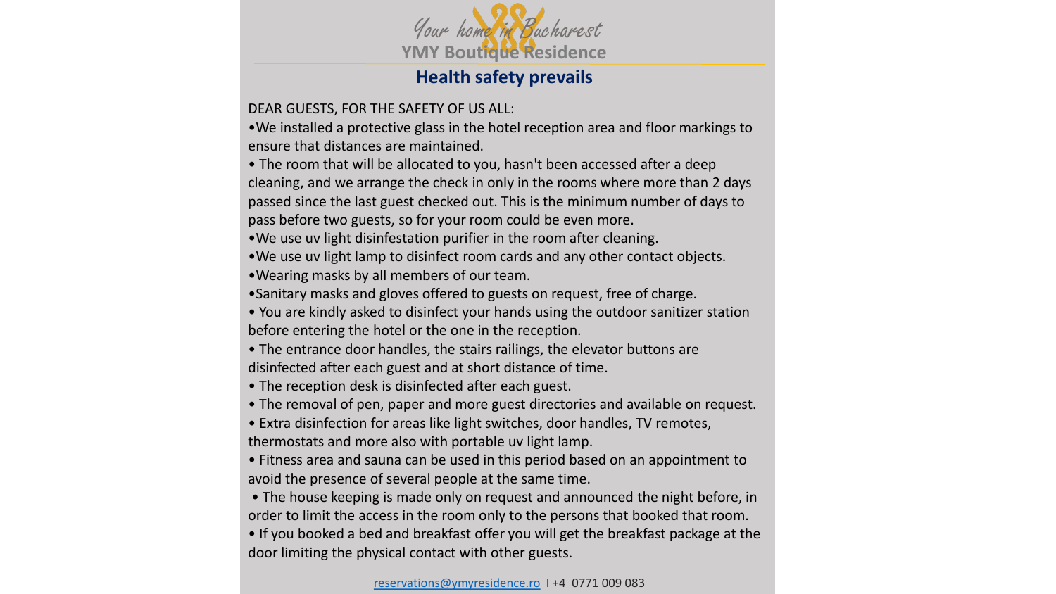*Your home in Bucharest*

**YMY Boutique Residence**

## Health safety prevails

DEAR GUESTS, FOR THE SAFETY OF US ALL:

- We installed a protective glass in the hotel reception area and floor markings to ensure that distances are maintained.
- The room that will be allocated to you, hasn't been accessed after a deep cleaning, and we arrange the check in only in the rooms where more than 2 days passed since the last guest checked out. This is the minimum number of days to pass before two guests, so for your room could be even more.
- We use uv light disinfestation purifier in the room after cleaning.
- We use uv light lamp to disinfect room cards and any other contact objects.
- Wearing masks by all members of our team.
- Sanitary masks and gloves offered to guests on request, free of charge.
- You are kindly asked to disinfect your hands using the outdoor sanitizer station before entering the hotel or the one in the reception.
- The entrance door handles, the stairs railings, the elevator buttons are disinfected after each guest and at short distance of time.
- The reception desk is disinfected after each guest.
- The removal of pen, paper and more guest directories and available on request.
- Extra disinfection for areas like light switches, door handles, TV remotes, thermostats and more also with portable uv light lamp.
- Fitness area and sauna can be used in this period based on an appointment to avoid the presence of several people at the same time.
- The house keeping is made only on request and announced the night before, in order to limit the access in the room only to the persons that booked that room.
- If you booked a bed and breakfast offer you will get the breakfast package at the door limiting the physical contact with other guests.

reservations@ymyresidence.ro I +4 0771 009 083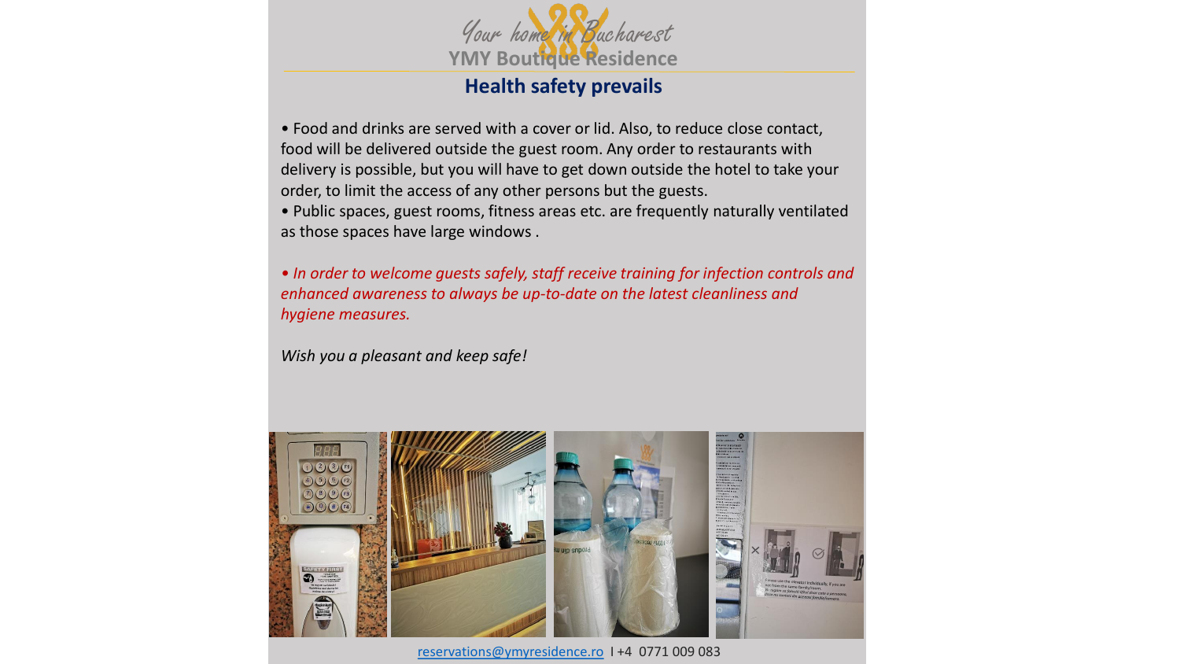Your home in Bucharest

YMY Boutique Residence

## Health safety prevails

- Food and drinks are served with a cover or lid. Also, to reduce close contact, food will be delivered outside the guest room. Any order to restaurants with delivery is possible, but you will have to get down outside the hotel to take your order, to limit the access of any other persons but the guests.
- Public spaces, guest rooms, fitness areas etc. are frequently naturally ventilated as those spaces have large windows .

*• In order to welcome guests safely, staff receive training for infection controls and enhanced awareness to always be up-to-date on the latest cleanliness and hygiene measures.*

*Wish you a pleasant and keep safe!*

reservations@ymyresidence.ro I +4 0771 009 083